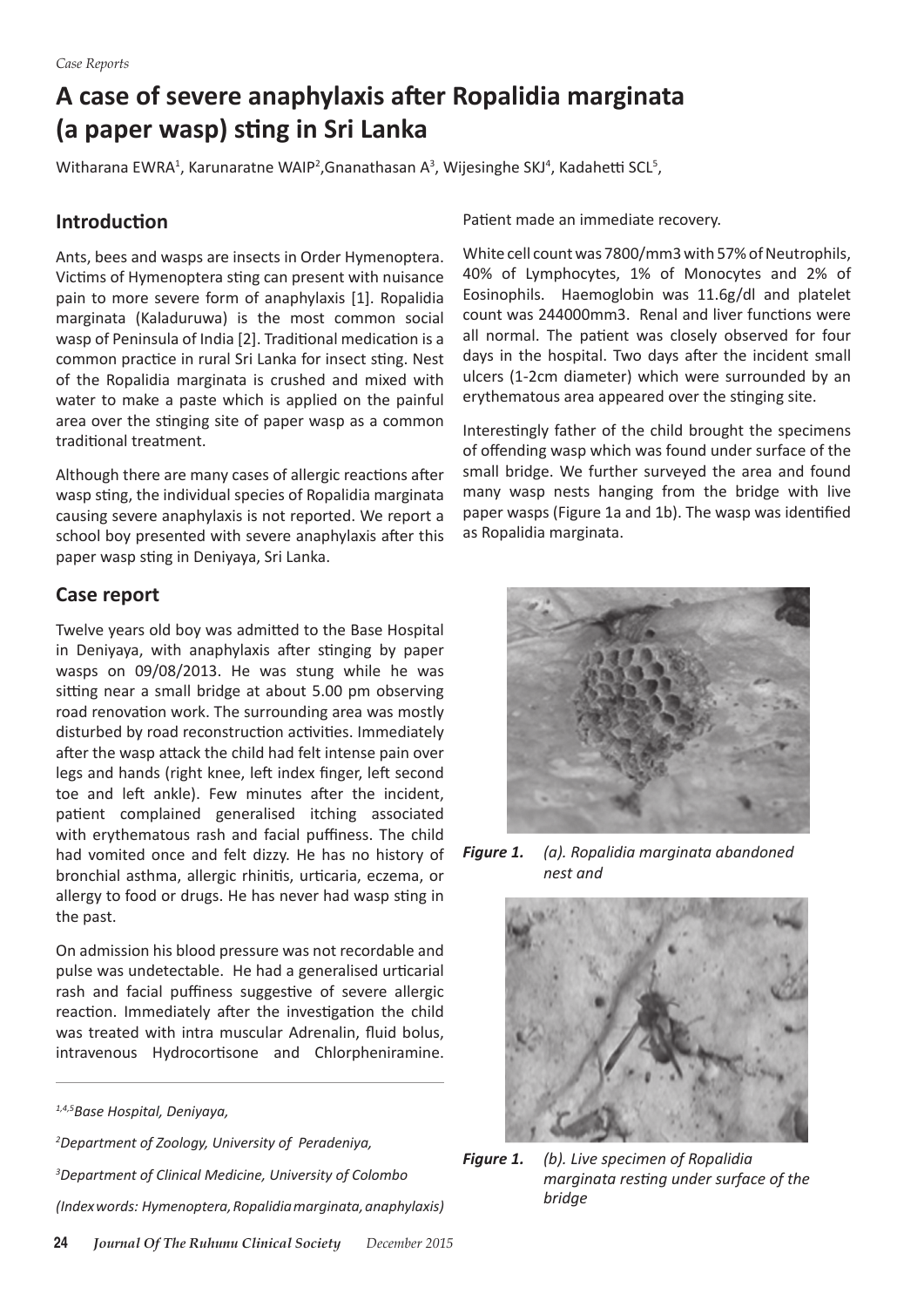*Case Reports*

# A case of severe anaphylaxis after Ropalidia marginata (a paper wasp) sting in Sri Lanka

Witharana EWRA[1], Karunaratne WAIP[2], Gnanathasan A[3], Wijesinghe SKJ[4], Kadahetti SCL[5],

## Introduction

Ants, bees and wasps are insects in Order Hymenoptera. Victims of Hymenoptera sting can present with nuisance pain to more severe form of anaphylaxis [1]. Ropalidia marginata (Kaladuruwa) is the most common social wasp of Peninsula of India [2]. Traditional medication is a common practice in rural Sri Lanka for insect sting. Nest of the Ropalidia marginata is crushed and mixed with water to make a paste which is applied on the painful area over the stinging site of paper wasp as a common traditional treatment.

Although there are many cases of allergic reactions after wasp sting, the individual species of Ropalidia marginata causing severe anaphylaxis is not reported. We report a school boy presented with severe anaphylaxis after this paper wasp sting in Deniyaya, Sri Lanka.

## Case report

Twelve years old boy was admitted to the Base Hospital in Deniyaya, with anaphylaxis after stinging by paper wasps on 09/08/2013. He was stung while he was sitting near a small bridge at about 5.00 pm observing road renovation work. The surrounding area was mostly disturbed by road reconstruction activities. Immediately after the wasp attack the child had felt intense pain over legs and hands (right knee, left index finger, left second toe and left ankle). Few minutes after the incident, patient complained generalised itching associated with erythematous rash and facial puffiness. The child had vomited once and felt dizzy. He has no history of bronchial asthma, allergic rhinitis, urticaria, eczema, or allergy to food or drugs. He has never had wasp sting in the past.

On admission his blood pressure was not recordable and pulse was undetectable. He had a generalised urticarial rash and facial puffiness suggestive of severe allergic reaction. Immediately after the investigation the child was treated with intra muscular Adrenalin, fluid bolus, intravenous Hydrocortisone and Chlorpheniramine. Patient made an immediate recovery.

White cell count was 7800/mm3 with 57% of Neutrophils, 40% of Lymphocytes, 1% of Monocytes and 2% of Eosinophils. Haemoglobin was 11.6g/dl and platelet count was 244000mm3. Renal and liver functions were all normal. The patient was closely observed for four days in the hospital. Two days after the incident small ulcers (1-2cm diameter) which were surrounded by an erythematous area appeared over the stinging site.

Interestingly father of the child brought the specimens of offending wasp which was found under surface of the small bridge. We further surveyed the area and found many wasp nests hanging from the bridge with live paper wasps (Figure 1a and 1b). The wasp was identified as Ropalidia marginata.

***Figure 1.*** *(a). Ropalidia marginata abandoned nest and*

***Figure 1.*** *(b). Live specimen of Ropalidia marginata resting under surface of the bridge*

---

*[1,4,5]Base Hospital, Deniyaya,*

*[2]Department of Zoology, University of Peradeniya,*

*[3]Department of Clinical Medicine, University of Colombo*

*(Index words: Hymenoptera, Ropalidia marginata, anaphylaxis)*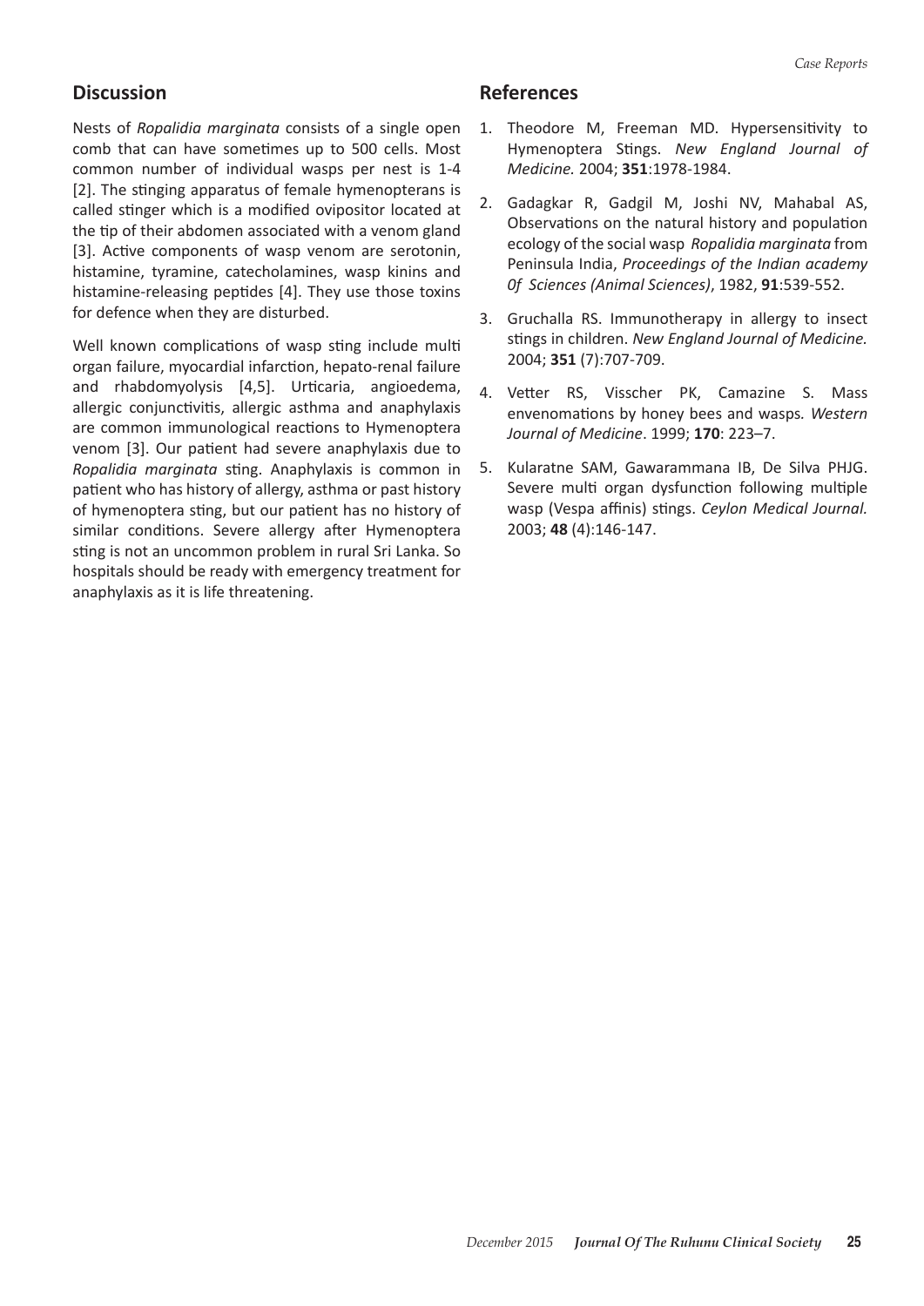## Discussion

Nests of *Ropalidia marginata* consists of a single open comb that can have sometimes up to 500 cells. Most common number of individual wasps per nest is 1-4 [2]. The stinging apparatus of female hymenopterans is called stinger which is a modified ovipositor located at the tip of their abdomen associated with a venom gland [3]. Active components of wasp venom are serotonin, histamine, tyramine, catecholamines, wasp kinins and histamine-releasing peptides [4]. They use those toxins for defence when they are disturbed.

Well known complications of wasp sting include multi organ failure, myocardial infarction, hepato-renal failure and rhabdomyolysis [4,5]. Urticaria, angioedema, allergic conjunctivitis, allergic asthma and anaphylaxis are common immunological reactions to Hymenoptera venom [3]. Our patient had severe anaphylaxis due to *Ropalidia marginata* sting. Anaphylaxis is common in patient who has history of allergy, asthma or past history of hymenoptera sting, but our patient has no history of similar conditions. Severe allergy after Hymenoptera sting is not an uncommon problem in rural Sri Lanka. So hospitals should be ready with emergency treatment for anaphylaxis as it is life threatening.

## References

1. Theodore M, Freeman MD. Hypersensitivity to Hymenoptera Stings. *New England Journal of Medicine.* 2004; **351**:1978-1984.
2. Gadagkar R, Gadgil M, Joshi NV, Mahabal AS, Observations on the natural history and population ecology of the social wasp *Ropalidia marginata* from Peninsula India, *Proceedings of the Indian academy 0f Sciences (Animal Sciences)*, 1982, **91**:539-552.
3. Gruchalla RS. Immunotherapy in allergy to insect stings in children. *New England Journal of Medicine.* 2004; **351** (7):707-709.
4. Vetter RS, Visscher PK, Camazine S. Mass envenomations by honey bees and wasps. *Western Journal of Medicine*. 1999; **170**: 223–7.
5. Kularatne SAM, Gawarammana IB, De Silva PHJG. Severe multi organ dysfunction following multiple wasp (Vespa affinis) stings. *Ceylon Medical Journal.* 2003; **48** (4):146-147.